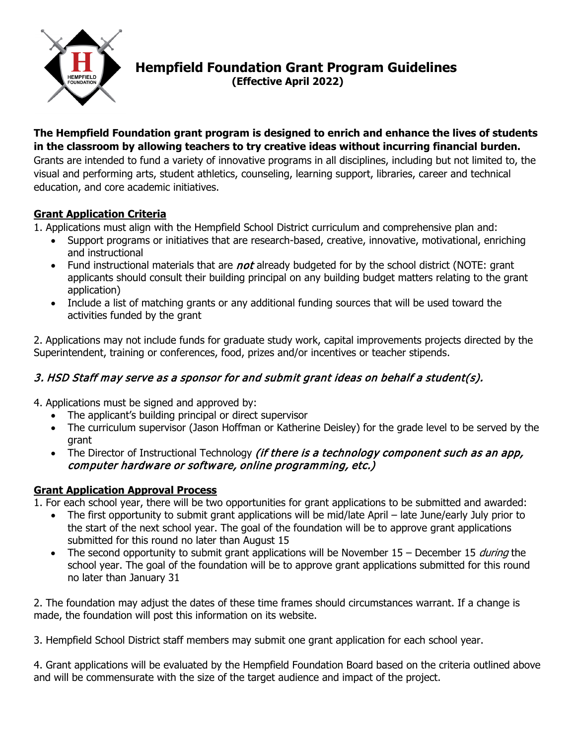# Hempfield Foundation Grant Program Guidelines

**(Effective April 2022)**

**The Hempfield Foundation grant program is designed to enrich and enhance the lives of students in the classroom by allowing teachers to try creative ideas without incurring financial burden.** Grants are intended to fund a variety of innovative programs in all disciplines, including but not limited to, the visual and performing arts, student athletics, counseling, learning support, libraries, career and technical education, and core academic initiatives.

## Grant Application Criteria

1. Applications must align with the Hempfield School District curriculum and comprehensive plan and:
   - Support programs or initiatives that are research-based, creative, innovative, motivational, enriching and instructional
   - Fund instructional materials that are ***not*** already budgeted for by the school district (NOTE: grant applicants should consult their building principal on any building budget matters relating to the grant application)
   - Include a list of matching grants or any additional funding sources that will be used toward the activities funded by the grant

2. Applications may not include funds for graduate study work, capital improvements projects directed by the Superintendent, training or conferences, food, prizes and/or incentives or teacher stipends.

*3. HSD Staff may serve as a sponsor for and submit grant ideas on behalf a student(s).*

4. Applications must be signed and approved by:
   - The applicant's building principal or direct supervisor
   - The curriculum supervisor (Jason Hoffman or Katherine Deisley) for the grade level to be served by the grant
   - The Director of Instructional Technology *(if there is a technology component such as an app, computer hardware or software, online programming, etc.)*

## Grant Application Approval Process

1. For each school year, there will be two opportunities for grant applications to be submitted and awarded:
   - The first opportunity to submit grant applications will be mid/late April – late June/early July prior to the start of the next school year. The goal of the foundation will be to approve grant applications submitted for this round no later than August 15
   - The second opportunity to submit grant applications will be November 15 – December 15 *during* the school year. The goal of the foundation will be to approve grant applications submitted for this round no later than January 31

2. The foundation may adjust the dates of these time frames should circumstances warrant. If a change is made, the foundation will post this information on its website.

3. Hempfield School District staff members may submit one grant application for each school year.

4. Grant applications will be evaluated by the Hempfield Foundation Board based on the criteria outlined above and will be commensurate with the size of the target audience and impact of the project.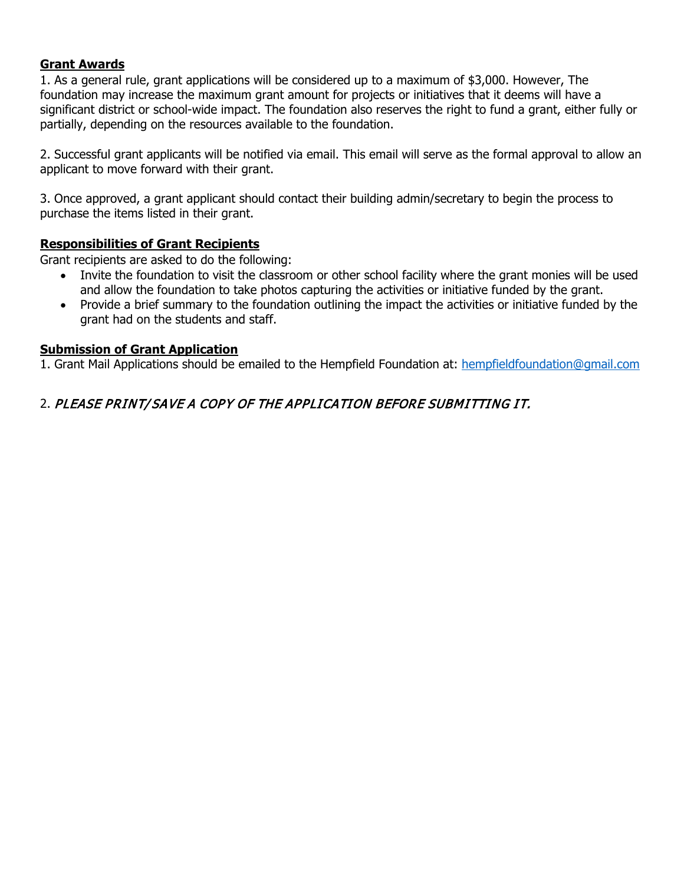**Grant Awards**

1. As a general rule, grant applications will be considered up to a maximum of $3,000. However, The foundation may increase the maximum grant amount for projects or initiatives that it deems will have a significant district or school-wide impact. The foundation also reserves the right to fund a grant, either fully or partially, depending on the resources available to the foundation.

2. Successful grant applicants will be notified via email. This email will serve as the formal approval to allow an applicant to move forward with their grant.

3. Once approved, a grant applicant should contact their building admin/secretary to begin the process to purchase the items listed in their grant.

**Responsibilities of Grant Recipients**

Grant recipients are asked to do the following:

- Invite the foundation to visit the classroom or other school facility where the grant monies will be used and allow the foundation to take photos capturing the activities or initiative funded by the grant.
- Provide a brief summary to the foundation outlining the impact the activities or initiative funded by the grant had on the students and staff.

**Submission of Grant Application**

1. Grant Mail Applications should be emailed to the Hempfield Foundation at: hempfieldfoundation@gmail.com

2. *PLEASE PRINT/SAVE A COPY OF THE APPLICATION BEFORE SUBMITTING IT.*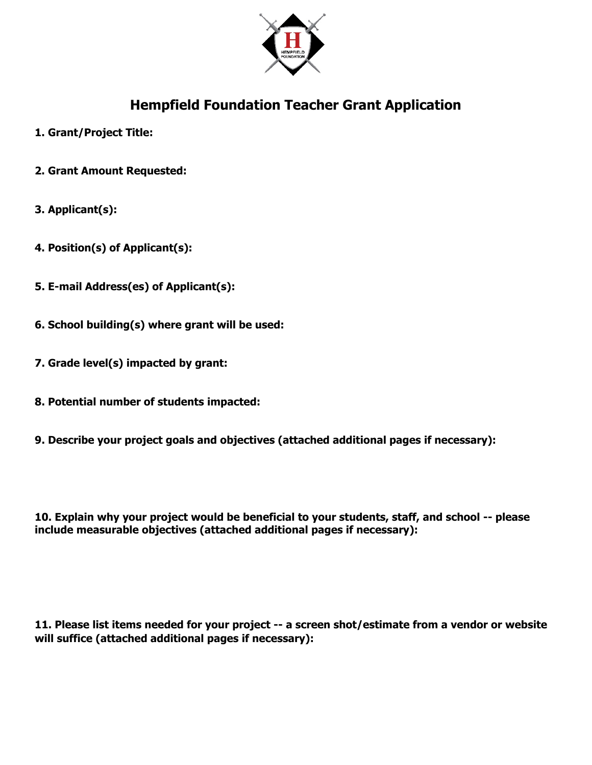# Hempfield Foundation Teacher Grant Application

**1. Grant/Project Title:**

**2. Grant Amount Requested:**

**3. Applicant(s):**

**4. Position(s) of Applicant(s):**

**5. E-mail Address(es) of Applicant(s):**

**6. School building(s) where grant will be used:**

**7. Grade level(s) impacted by grant:**

**8. Potential number of students impacted:**

**9. Describe your project goals and objectives (attached additional pages if necessary):**

**10. Explain why your project would be beneficial to your students, staff, and school -- please include measurable objectives (attached additional pages if necessary):**

**11. Please list items needed for your project -- a screen shot/estimate from a vendor or website will suffice (attached additional pages if necessary):**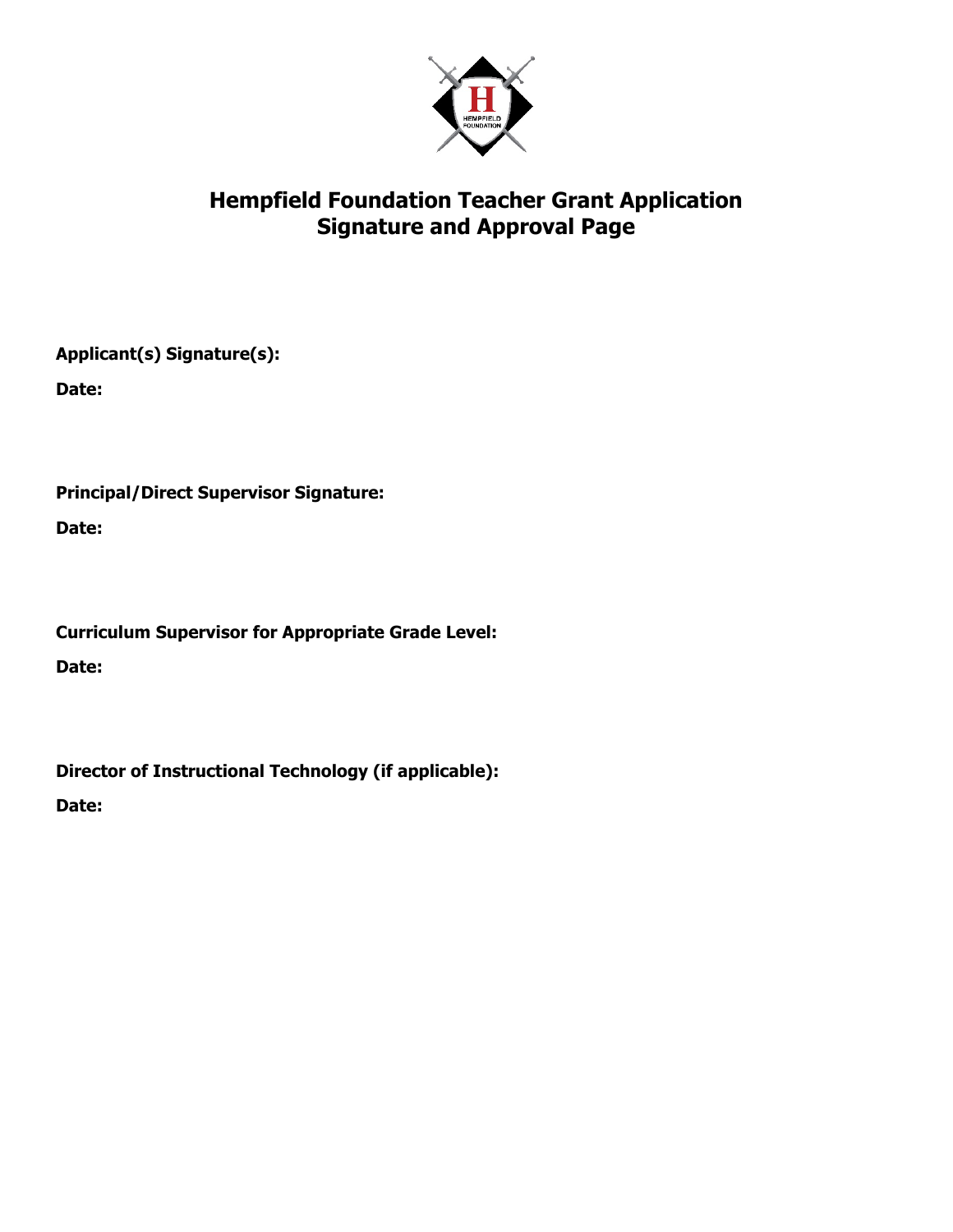# Hempfield Foundation Teacher Grant Application
# Signature and Approval Page

**Applicant(s) Signature(s):**

**Date:**

**Principal/Direct Supervisor Signature:**

**Date:**

**Curriculum Supervisor for Appropriate Grade Level:**

**Date:**

**Director of Instructional Technology (if applicable):**

**Date:**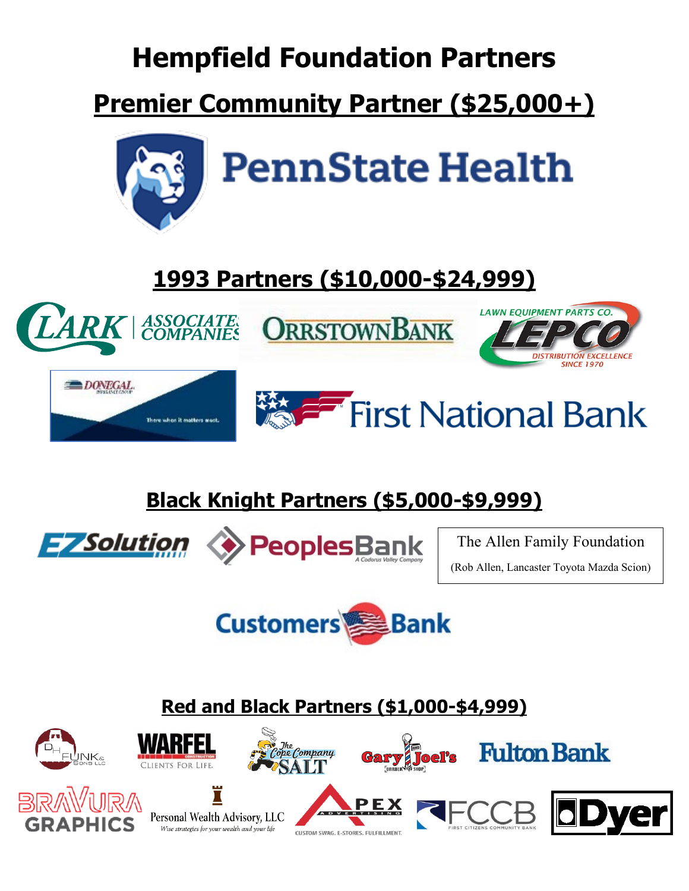# Hempfield Foundation Partners

## Premier Community Partner ($25,000+)

PennState Health

## 1993 Partners ($10,000-$24,999)

CLARK | ASSOCIATES COMPANIES

ORRSTOWN BANK

LAWN EQUIPMENT PARTS CO. LEPCO DISTRIBUTION EXCELLENCE SINCE 1970

DONEGAL INSURANCE GROUP There when it matters most.

First National Bank

## Black Knight Partners ($5,000-$9,999)

EZSolution

PeoplesBank A Codorus Valley Company

The Allen Family Foundation

(Rob Allen, Lancaster Toyota Mazda Scion)

Customers Bank

## Red and Black Partners ($1,000-$4,999)

DH Funk & Sons LLC

WARFEL CONSTRUCTION CLIENTS FOR LIFE.

The Cope Company SALT

Gary Joel's Barber Shop

Fulton Bank

BRAVURA GRAPHICS

Personal Wealth Advisory, LLC *Wise strategies for your wealth and your life*

APEX ADVERTISING CUSTOM SWAG. E-STORES. FULFILLMENT.

FCCB FIRST CITIZENS COMMUNITY BANK

Dyer